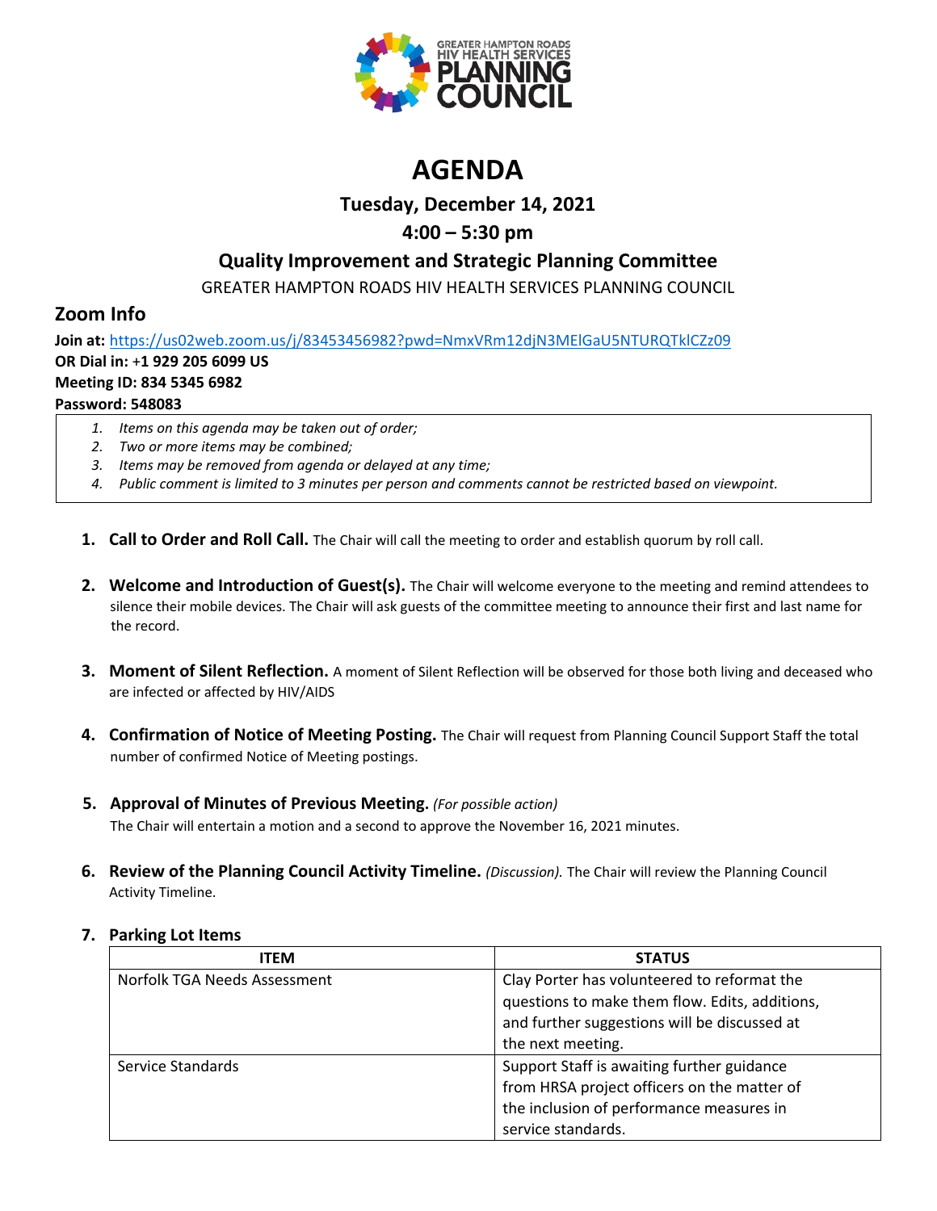GREATER HAMPTON ROADS HIV HEALTH SERVICES PLANNING COUNCIL

# AGENDA

## Tuesday, December 14, 2021

## 4:00 – 5:30 pm

## Quality Improvement and Strategic Planning Committee

GREATER HAMPTON ROADS HIV HEALTH SERVICES PLANNING COUNCIL

## Zoom Info

**Join at:** https://us02web.zoom.us/j/83453456982?pwd=NmxVRm12djN3MElGaU5NTURQTklCZz09
**OR Dial in: +1 929 205 6099 US**
**Meeting ID: 834 5345 6982**
**Password: 548083**

1. *Items on this agenda may be taken out of order;*
2. *Two or more items may be combined;*
3. *Items may be removed from agenda or delayed at any time;*
4. *Public comment is limited to 3 minutes per person and comments cannot be restricted based on viewpoint.*

1. **Call to Order and Roll Call.** The Chair will call the meeting to order and establish quorum by roll call.

2. **Welcome and Introduction of Guest(s).** The Chair will welcome everyone to the meeting and remind attendees to silence their mobile devices. The Chair will ask guests of the committee meeting to announce their first and last name for the record.

3. **Moment of Silent Reflection.** A moment of Silent Reflection will be observed for those both living and deceased who are infected or affected by HIV/AIDS

4. **Confirmation of Notice of Meeting Posting.** The Chair will request from Planning Council Support Staff the total number of confirmed Notice of Meeting postings.

5. **Approval of Minutes of Previous Meeting.** *(For possible action)*
   The Chair will entertain a motion and a second to approve the November 16, 2021 minutes.

6. **Review of the Planning Council Activity Timeline.** *(Discussion).* The Chair will review the Planning Council Activity Timeline.

7. **Parking Lot Items**

| ITEM | STATUS |
|---|---|
| Norfolk TGA Needs Assessment | Clay Porter has volunteered to reformat the questions to make them flow. Edits, additions, and further suggestions will be discussed at the next meeting. |
| Service Standards | Support Staff is awaiting further guidance from HRSA project officers on the matter of the inclusion of performance measures in service standards. |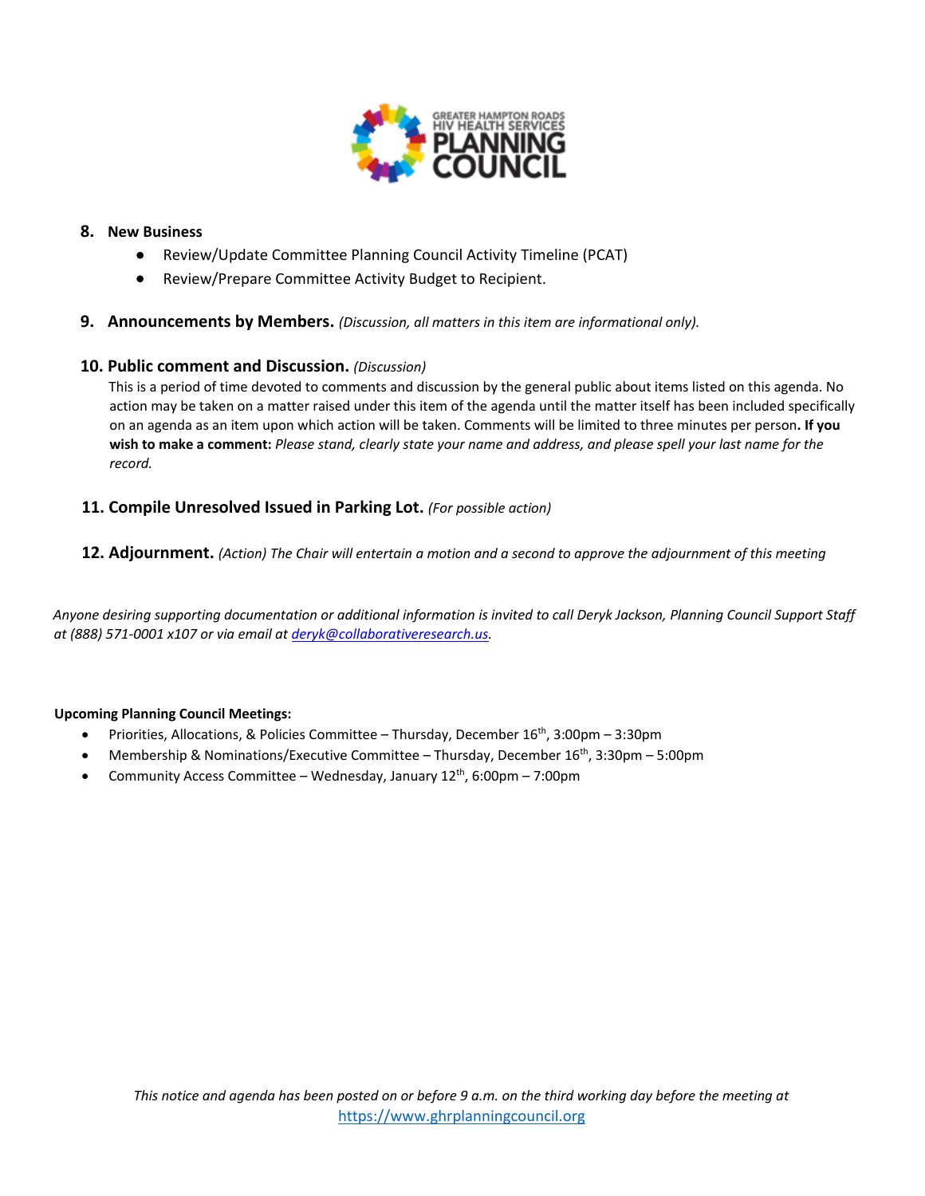GREATER HAMPTON ROADS HIV HEALTH SERVICES PLANNING COUNCIL

8. **New Business**
   - Review/Update Committee Planning Council Activity Timeline (PCAT)
   - Review/Prepare Committee Activity Budget to Recipient.

9. **Announcements by Members.** *(Discussion, all matters in this item are informational only).*

10. **Public comment and Discussion.** *(Discussion)*
    This is a period of time devoted to comments and discussion by the general public about items listed on this agenda. No action may be taken on a matter raised under this item of the agenda until the matter itself has been included specifically on an agenda as an item upon which action will be taken. Comments will be limited to three minutes per person**. If you wish to make a comment:** *Please stand, clearly state your name and address, and please spell your last name for the record.*

11. **Compile Unresolved Issued in Parking Lot.** *(For possible action)*

12. **Adjournment.** *(Action) The Chair will entertain a motion and a second to approve the adjournment of this meeting*

*Anyone desiring supporting documentation or additional information is invited to call Deryk Jackson, Planning Council Support Staff at (888) 571-0001 x107 or via email at [deryk@collaborativeresearch.us](mailto:deryk@collaborativeresearch.us).*

**Upcoming Planning Council Meetings:**

- Priorities, Allocations, & Policies Committee – Thursday, December 16th, 3:00pm – 3:30pm
- Membership & Nominations/Executive Committee – Thursday, December 16th, 3:30pm – 5:00pm
- Community Access Committee – Wednesday, January 12th, 6:00pm – 7:00pm

*This notice and agenda has been posted on or before 9 a.m. on the third working day before the meeting at* [https://www.ghrplanningcouncil.org](https://www.ghrplanningcouncil.org)